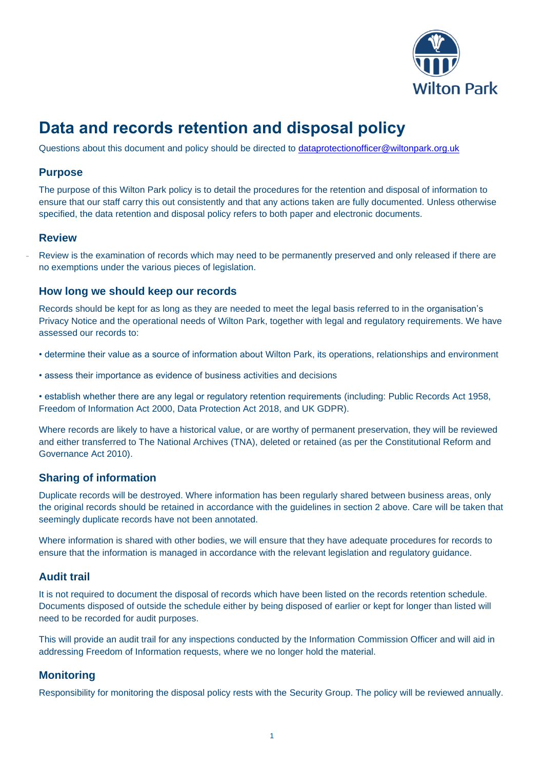# Data and records retention and disposal policy

Questions about this document and policy should be directed to dataprotectionofficer@wiltonpark.org.uk

## Purpose

The purpose of this Wilton Park policy is to detail the procedures for the retention and disposal of information to ensure that our staff carry this out consistently and that any actions taken are fully documented. Unless otherwise specified, the data retention and disposal policy refers to both paper and electronic documents.

## Review

Review is the examination of records which may need to be permanently preserved and only released if there are no exemptions under the various pieces of legislation.

## How long we should keep our records

Records should be kept for as long as they are needed to meet the legal basis referred to in the organisation's Privacy Notice and the operational needs of Wilton Park, together with legal and regulatory requirements. We have assessed our records to:

- determine their value as a source of information about Wilton Park, its operations, relationships and environment
- assess their importance as evidence of business activities and decisions
- establish whether there are any legal or regulatory retention requirements (including: Public Records Act 1958, Freedom of Information Act 2000, Data Protection Act 2018, and UK GDPR).

Where records are likely to have a historical value, or are worthy of permanent preservation, they will be reviewed and either transferred to The National Archives (TNA), deleted or retained (as per the Constitutional Reform and Governance Act 2010).

## Sharing of information

Duplicate records will be destroyed. Where information has been regularly shared between business areas, only the original records should be retained in accordance with the guidelines in section 2 above. Care will be taken that seemingly duplicate records have not been annotated.

Where information is shared with other bodies, we will ensure that they have adequate procedures for records to ensure that the information is managed in accordance with the relevant legislation and regulatory guidance.

## Audit trail

It is not required to document the disposal of records which have been listed on the records retention schedule. Documents disposed of outside the schedule either by being disposed of earlier or kept for longer than listed will need to be recorded for audit purposes.

This will provide an audit trail for any inspections conducted by the Information Commission Officer and will aid in addressing Freedom of Information requests, where we no longer hold the material.

## Monitoring

Responsibility for monitoring the disposal policy rests with the Security Group. The policy will be reviewed annually.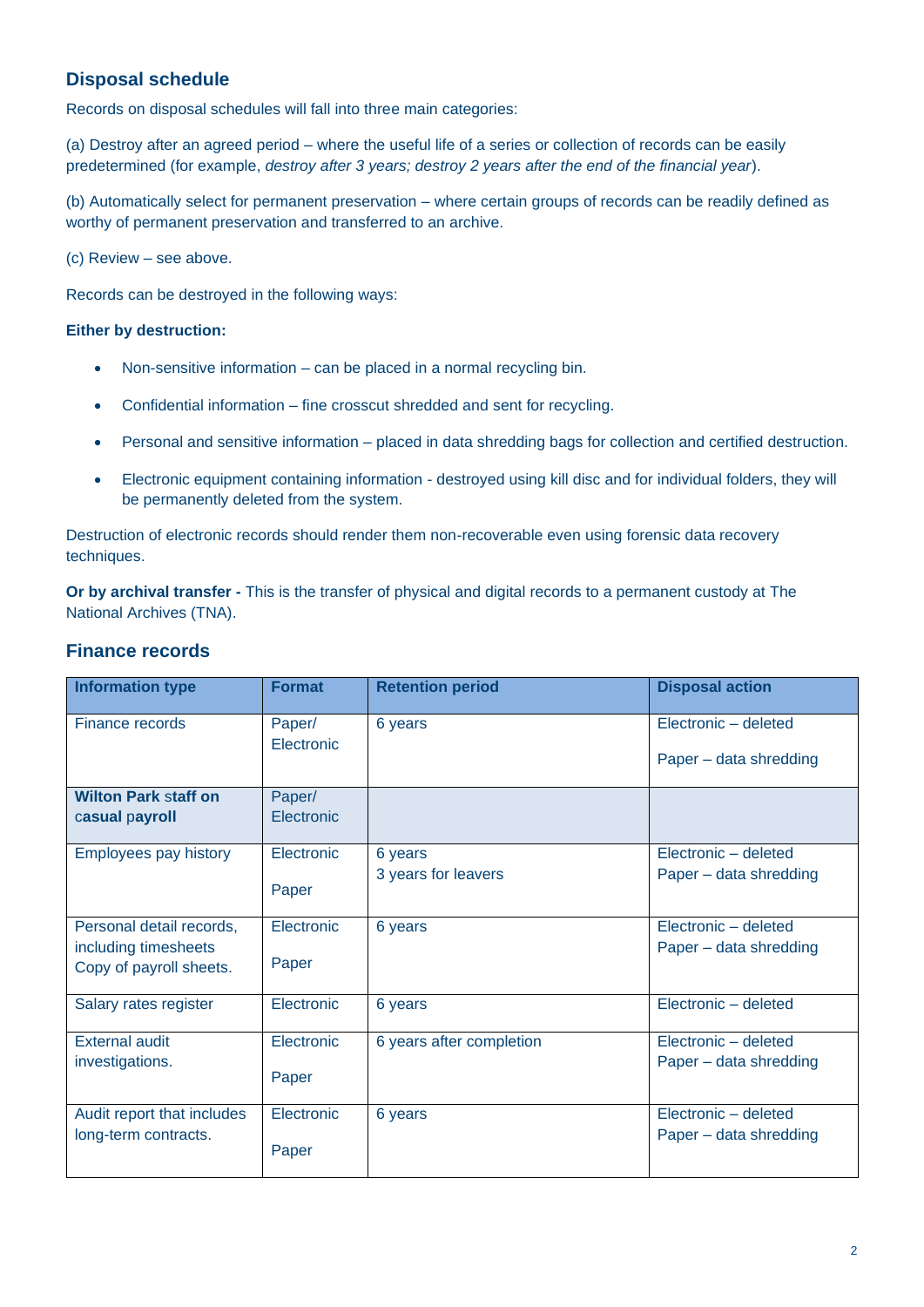## Disposal schedule

Records on disposal schedules will fall into three main categories:

(a) Destroy after an agreed period – where the useful life of a series or collection of records can be easily predetermined (for example, *destroy after 3 years; destroy 2 years after the end of the financial year*).

(b) Automatically select for permanent preservation – where certain groups of records can be readily defined as worthy of permanent preservation and transferred to an archive.

(c) Review – see above.

Records can be destroyed in the following ways:

**Either by destruction:**

- Non-sensitive information – can be placed in a normal recycling bin.
- Confidential information – fine crosscut shredded and sent for recycling.
- Personal and sensitive information – placed in data shredding bags for collection and certified destruction.
- Electronic equipment containing information - destroyed using kill disc and for individual folders, they will be permanently deleted from the system.

Destruction of electronic records should render them non-recoverable even using forensic data recovery techniques.

**Or by archival transfer -** This is the transfer of physical and digital records to a permanent custody at The National Archives (TNA).

## Finance records

| Information type | Format | Retention period | Disposal action |
|---|---|---|---|
| Finance records | Paper/ Electronic | 6 years | Electronic – deleted<br>Paper – data shredding |
| **Wilton Park staff on casual payroll** | Paper/ Electronic | | |
| Employees pay history | Electronic<br>Paper | 6 years<br>3 years for leavers | Electronic – deleted<br>Paper – data shredding |
| Personal detail records, including timesheets Copy of payroll sheets. | Electronic<br>Paper | 6 years | Electronic – deleted<br>Paper – data shredding |
| Salary rates register | Electronic | 6 years | Electronic – deleted |
| External audit investigations. | Electronic<br>Paper | 6 years after completion | Electronic – deleted<br>Paper – data shredding |
| Audit report that includes long-term contracts. | Electronic<br>Paper | 6 years | Electronic – deleted<br>Paper – data shredding |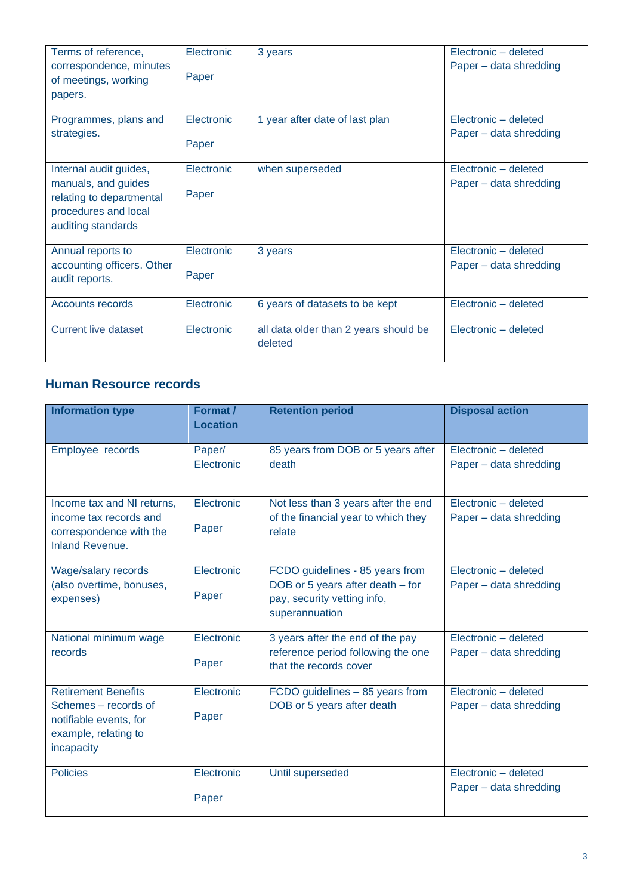| | | | |
|---|---|---|---|
| Terms of reference, correspondence, minutes of meetings, working papers. | Electronic<br><br>Paper | 3 years | Electronic – deleted<br>Paper – data shredding |
| Programmes, plans and strategies. | Electronic<br><br>Paper | 1 year after date of last plan | Electronic – deleted<br>Paper – data shredding |
| Internal audit guides, manuals, and guides relating to departmental procedures and local auditing standards | Electronic<br><br>Paper | when superseded | Electronic – deleted<br>Paper – data shredding |
| Annual reports to accounting officers. Other audit reports. | Electronic<br><br>Paper | 3 years | Electronic – deleted<br>Paper – data shredding |
| Accounts records | Electronic | 6 years of datasets to be kept | Electronic – deleted |
| Current live dataset | Electronic | all data older than 2 years should be deleted | Electronic – deleted |

## Human Resource records

| Information type | Format / Location | Retention period | Disposal action |
|---|---|---|---|
| Employee records | Paper/ Electronic | 85 years from DOB or 5 years after death | Electronic – deleted<br>Paper – data shredding |
| Income tax and NI returns, income tax records and correspondence with the Inland Revenue. | Electronic<br><br>Paper | Not less than 3 years after the end of the financial year to which they relate | Electronic – deleted<br>Paper – data shredding |
| Wage/salary records (also overtime, bonuses, expenses) | Electronic<br><br>Paper | FCDO guidelines - 85 years from DOB or 5 years after death – for pay, security vetting info, superannuation | Electronic – deleted<br>Paper – data shredding |
| National minimum wage records | Electronic<br><br>Paper | 3 years after the end of the pay reference period following the one that the records cover | Electronic – deleted<br>Paper – data shredding |
| Retirement Benefits Schemes – records of notifiable events, for example, relating to incapacity | Electronic<br><br>Paper | FCDO guidelines – 85 years from DOB or 5 years after death | Electronic – deleted<br>Paper – data shredding |
| Policies | Electronic<br><br>Paper | Until superseded | Electronic – deleted<br>Paper – data shredding |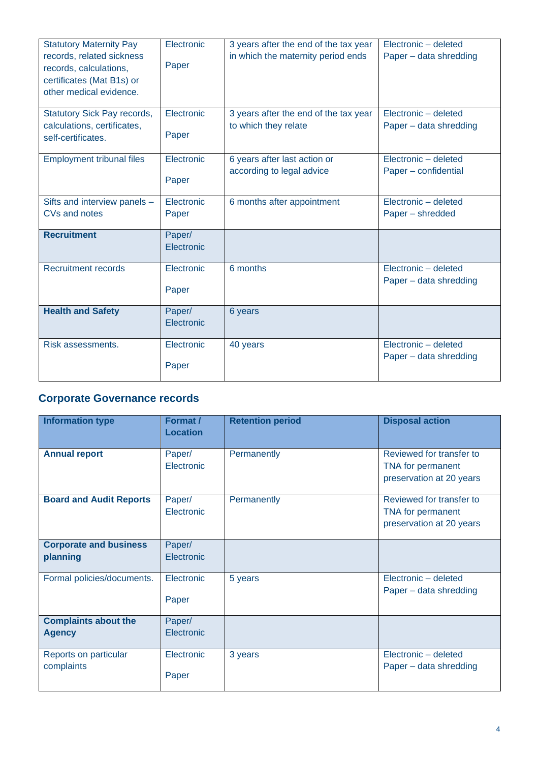| | | | |
|---|---|---|---|
| Statutory Maternity Pay records, related sickness records, calculations, certificates (Mat B1s) or other medical evidence. | Electronic<br><br>Paper | 3 years after the end of the tax year in which the maternity period ends | Electronic – deleted<br>Paper – data shredding |
| Statutory Sick Pay records, calculations, certificates, self-certificates. | Electronic<br><br>Paper | 3 years after the end of the tax year to which they relate | Electronic – deleted<br>Paper – data shredding |
| Employment tribunal files | Electronic<br><br>Paper | 6 years after last action or according to legal advice | Electronic – deleted<br>Paper – confidential |
| Sifts and interview panels – CVs and notes | Electronic<br>Paper | 6 months after appointment | Electronic – deleted<br>Paper – shredded |
| **Recruitment** | Paper/<br>Electronic | | |
| Recruitment records | Electronic<br><br>Paper | 6 months | Electronic – deleted<br>Paper – data shredding |
| **Health and Safety** | Paper/<br>Electronic | 6 years | |
| Risk assessments. | Electronic<br><br>Paper | 40 years | Electronic – deleted<br>Paper – data shredding |

## Corporate Governance records

| Information type | Format / Location | Retention period | Disposal action |
|---|---|---|---|
| **Annual report** | Paper/<br>Electronic | Permanently | Reviewed for transfer to TNA for permanent preservation at 20 years |
| **Board and Audit Reports** | Paper/<br>Electronic | Permanently | Reviewed for transfer to TNA for permanent preservation at 20 years |
| **Corporate and business planning** | Paper/<br>Electronic | | |
| Formal policies/documents. | Electronic<br><br>Paper | 5 years | Electronic – deleted<br>Paper – data shredding |
| **Complaints about the Agency** | Paper/<br>Electronic | | |
| Reports on particular complaints | Electronic<br><br>Paper | 3 years | Electronic – deleted<br>Paper – data shredding |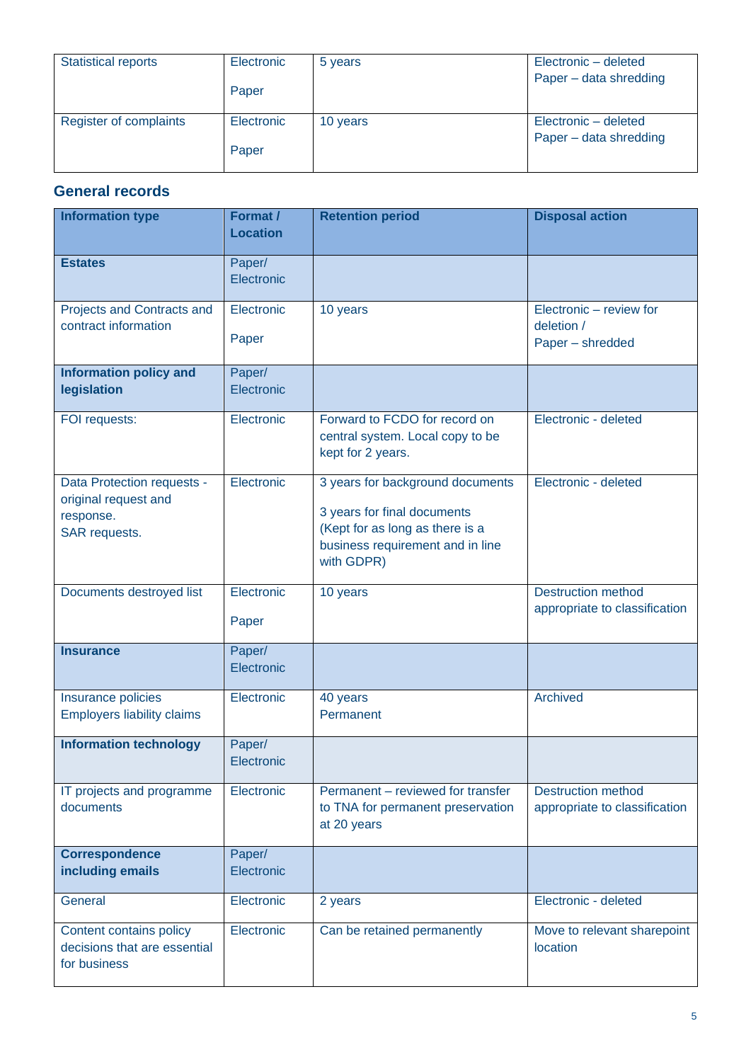| Statistical reports | Electronic<br><br>Paper | 5 years | Electronic – deleted<br>Paper – data shredding |
|---|---|---|---|
| Register of complaints | Electronic<br><br>Paper | 10 years | Electronic – deleted<br>Paper – data shredding |

## General records

| Information type | Format / Location | Retention period | Disposal action |
|---|---|---|---|
| **Estates** | Paper/ Electronic | | |
| Projects and Contracts and contract information | Electronic<br><br>Paper | 10 years | Electronic – review for deletion /<br>Paper – shredded |
| **Information policy and legislation** | Paper/ Electronic | | |
| FOI requests: | Electronic | Forward to FCDO for record on central system. Local copy to be kept for 2 years. | Electronic - deleted |
| Data Protection requests - original request and response.<br>SAR requests. | Electronic | 3 years for background documents<br><br>3 years for final documents<br>(Kept for as long as there is a business requirement and in line with GDPR) | Electronic - deleted |
| Documents destroyed list | Electronic<br><br>Paper | 10 years | Destruction method appropriate to classification |
| **Insurance** | Paper/ Electronic | | |
| Insurance policies<br>Employers liability claims | Electronic | 40 years<br>Permanent | Archived |
| **Information technology** | Paper/ Electronic | | |
| IT projects and programme documents | Electronic | Permanent – reviewed for transfer to TNA for permanent preservation at 20 years | Destruction method appropriate to classification |
| **Correspondence including emails** | Paper/ Electronic | | |
| General | Electronic | 2 years | Electronic - deleted |
| Content contains policy decisions that are essential for business | Electronic | Can be retained permanently | Move to relevant sharepoint location |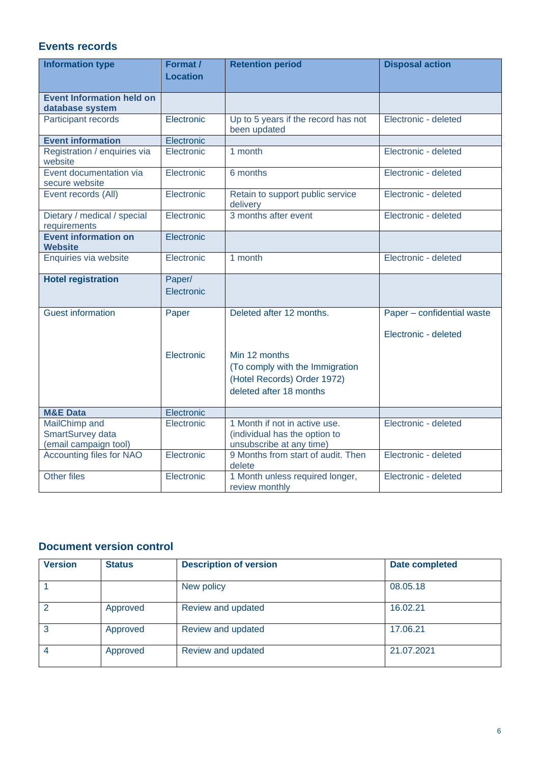## Events records

| Information type | Format / Location | Retention period | Disposal action |
|---|---|---|---|
| **Event Information held on database system** | | | |
| Participant records | Electronic | Up to 5 years if the record has not been updated | Electronic - deleted |
| **Event information** | Electronic | | |
| Registration / enquiries via website | Electronic | 1 month | Electronic - deleted |
| Event documentation via secure website | Electronic | 6 months | Electronic - deleted |
| Event records (All) | Electronic | Retain to support public service delivery | Electronic - deleted |
| Dietary / medical / special requirements | Electronic | 3 months after event | Electronic - deleted |
| **Event information on Website** | Electronic | | |
| Enquiries via website | Electronic | 1 month | Electronic - deleted |
| **Hotel registration** | Paper/ Electronic | | |
| Guest information | Paper<br><br>Electronic | Deleted after 12 months.<br><br>Min 12 months (To comply with the Immigration (Hotel Records) Order 1972) deleted after 18 months | Paper – confidential waste<br><br>Electronic - deleted |
| **M&E Data** | Electronic | | |
| MailChimp and SmartSurvey data (email campaign tool) | Electronic | 1 Month if not in active use. (individual has the option to unsubscribe at any time) | Electronic - deleted |
| Accounting files for NAO | Electronic | 9 Months from start of audit. Then delete | Electronic - deleted |
| Other files | Electronic | 1 Month unless required longer, review monthly | Electronic - deleted |

## Document version control

| Version | Status | Description of version | Date completed |
|---|---|---|---|
| 1 | | New policy | 08.05.18 |
| 2 | Approved | Review and updated | 16.02.21 |
| 3 | Approved | Review and updated | 17.06.21 |
| 4 | Approved | Review and updated | 21.07.2021 |